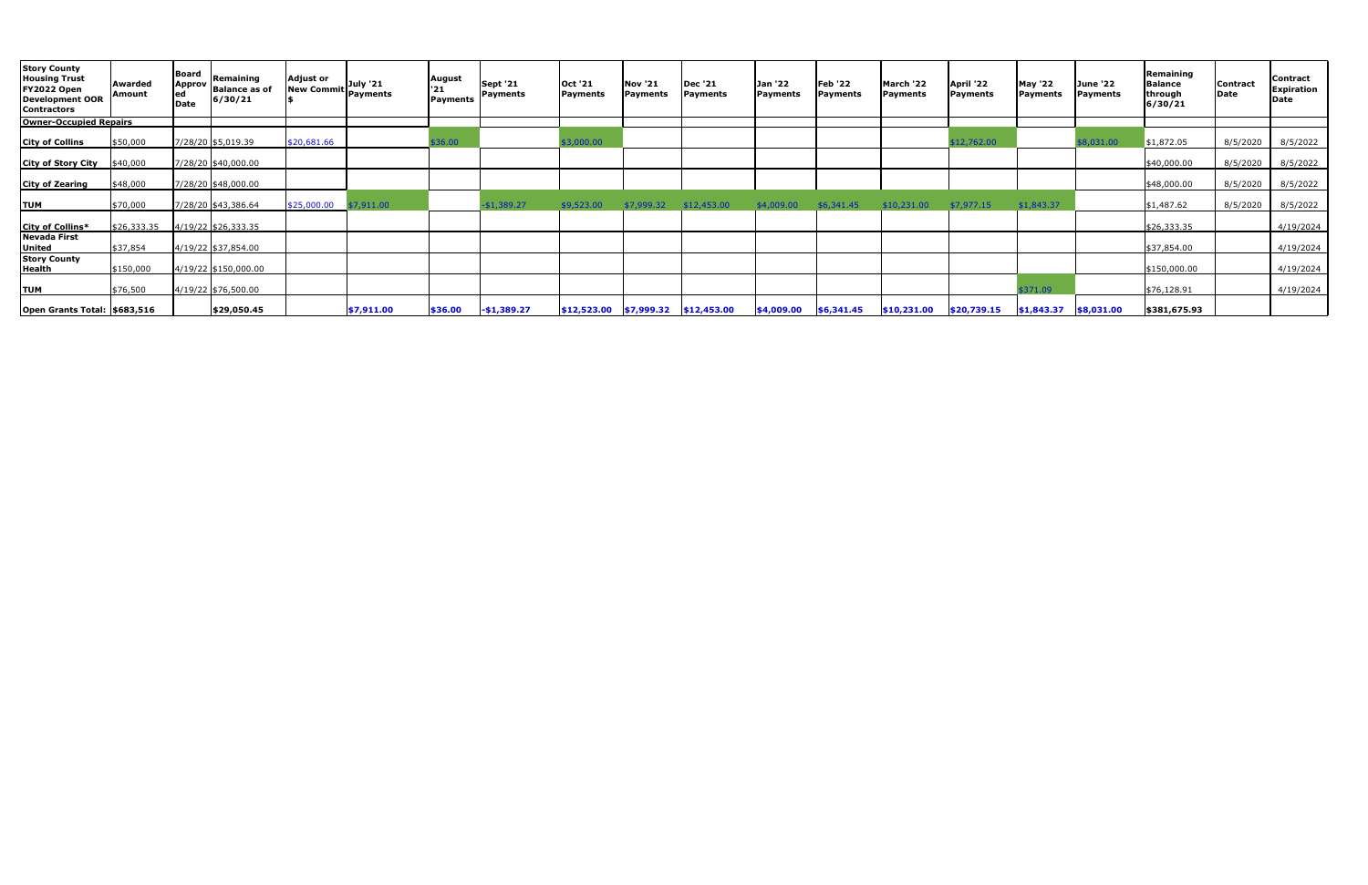| Story County Housing Trust FY2022 Open Development OOR Contractors | Awarded Amount | Board Approved Date | Remaining Balance as of 6/30/21 | Adjust or New Commit $ | July '21 Payments | August '21 Payments | Sept '21 Payments | Oct '21 Payments | Nov '21 Payments | Dec '21 Payments | Jan '22 Payments | Feb '22 Payments | March '22 Payments | April '22 Payments | May '22 Payments | June '22 Payments | Remaining Balance through 6/30/21 | Contract Date | Contract Expiration Date |
|---|---|---|---|---|---|---|---|---|---|---|---|---|---|---|---|---|---|---|---|
| **Owner-Occupied Repairs** | | | | | | | | | | | | | | | | | | | |
| **City of Collins** | $50,000 | 7/28/20 | $5,019.39 | $20,681.66 | | $36.00 | | $3,000.00 | | | | | | $12,762.00 | | $8,031.00 | $1,872.05 | 8/5/2020 | 8/5/2022 |
| **City of Story City** | $40,000 | 7/28/20 | $40,000.00 | | | | | | | | | | | | | | $40,000.00 | 8/5/2020 | 8/5/2022 |
| **City of Zearing** | $48,000 | 7/28/20 | $48,000.00 | | | | | | | | | | | | | | $48,000.00 | 8/5/2020 | 8/5/2022 |
| **TUM** | $70,000 | 7/28/20 | $43,386.64 | $25,000.00 | $7,911.00 | | -$1,389.27 | $9,523.00 | $7,999.32 | $12,453.00 | $4,009.00 | $6,341.45 | $10,231.00 | $7,977.15 | $1,843.37 | | $1,487.62 | 8/5/2020 | 8/5/2022 |
| **City of Collins*** | $26,333.35 | 4/19/22 | $26,333.35 | | | | | | | | | | | | | | $26,333.35 | | 4/19/2024 |
| **Nevada First United** | $37,854 | 4/19/22 | $37,854.00 | | | | | | | | | | | | | | $37,854.00 | | 4/19/2024 |
| **Story County Health** | $150,000 | 4/19/22 | $150,000.00 | | | | | | | | | | | | | | $150,000.00 | | 4/19/2024 |
| **TUM** | $76,500 | 4/19/22 | $76,500.00 | | | | | | | | | | | | $371.09 | | $76,128.91 | | 4/19/2024 |
| **Open Grants Total:** | **$683,516** | | **$29,050.45** | | **$7,911.00** | **$36.00** | **-$1,389.27** | **$12,523.00** | **$7,999.32** | **$12,453.00** | **$4,009.00** | **$6,341.45** | **$10,231.00** | **$20,739.15** | **$1,843.37** | **$8,031.00** | **$381,675.93** | | |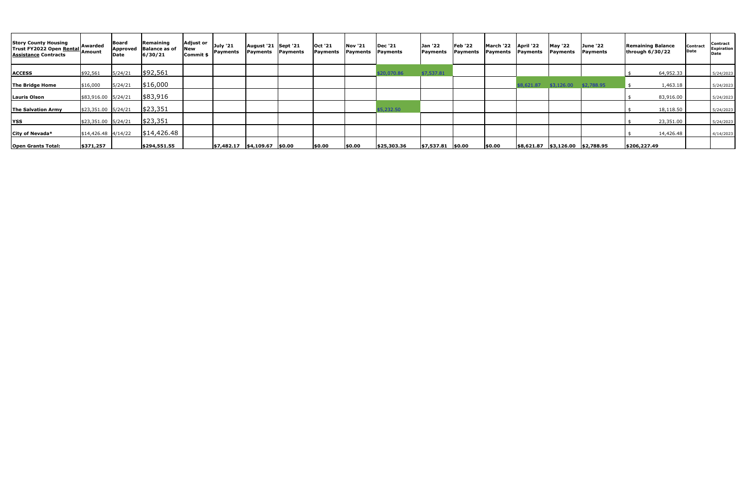| **Story County Housing Trust FY2022 Open Rental Assistance Contracts** | **Awarded Amount** | **Board Approved Date** | **Remaining Balance as of 6/30/21** | **Adjust or New Commit $** | **July '21 Payments** | **August '21 Payments** | **Sept '21 Payments** | **Oct '21 Payments** | **Nov '21 Payments** | **Dec '21 Payments** | **Jan '22 Payments** | **Feb '22 Payments** | **March '22 Payments** | **April '22 Payments** | **May '22 Payments** | **June '22 Payments** | **Remaining Balance through 6/30/22** | **Contract Date** | **Contract Expiration Date** |
|---|---|---|---|---|---|---|---|---|---|---|---|---|---|---|---|---|---|---|---|
| **ACCESS** | $92,561 | 5/24/21 | $92,561 | | | | | | | $20,070.86 | $7,537.81 | | | | | | $ 64,952.33 | | 5/24/2023 |
| **The Bridge Home** | $16,000 | 5/24/21 | $16,000 | | | | | | | | | | | $8,621.87 | $3,126.00 | $2,788.95 | $ 1,463.18 | | 5/24/2023 |
| **Lauris Olson** | $83,916.00 | 5/24/21 | $83,916 | | | | | | | | | | | | | | $ 83,916.00 | | 5/24/2023 |
| **The Salvation Army** | $23,351.00 | 5/24/21 | $23,351 | | | | | | | $5,232.50 | | | | | | | $ 18,118.50 | | 5/24/2023 |
| **YSS** | $23,351.00 | 5/24/21 | $23,351 | | | | | | | | | | | | | | $ 23,351.00 | | 5/24/2023 |
| **City of Nevada*** | $14,426.48 | 4/14/22 | $14,426.48 | | | | | | | | | | | | | | $ 14,426.48 | | 4/14/2023 |
| **Open Grants Total:** | **$371,257** | | **$294,551.55** | | **$7,482.17** | **$4,109.67** | **$0.00** | **$0.00** | **$0.00** | **$25,303.36** | **$7,537.81** | **$0.00** | **$0.00** | **$8,621.87** | **$3,126.00** | **$2,788.95** | **$206,227.49** | | |